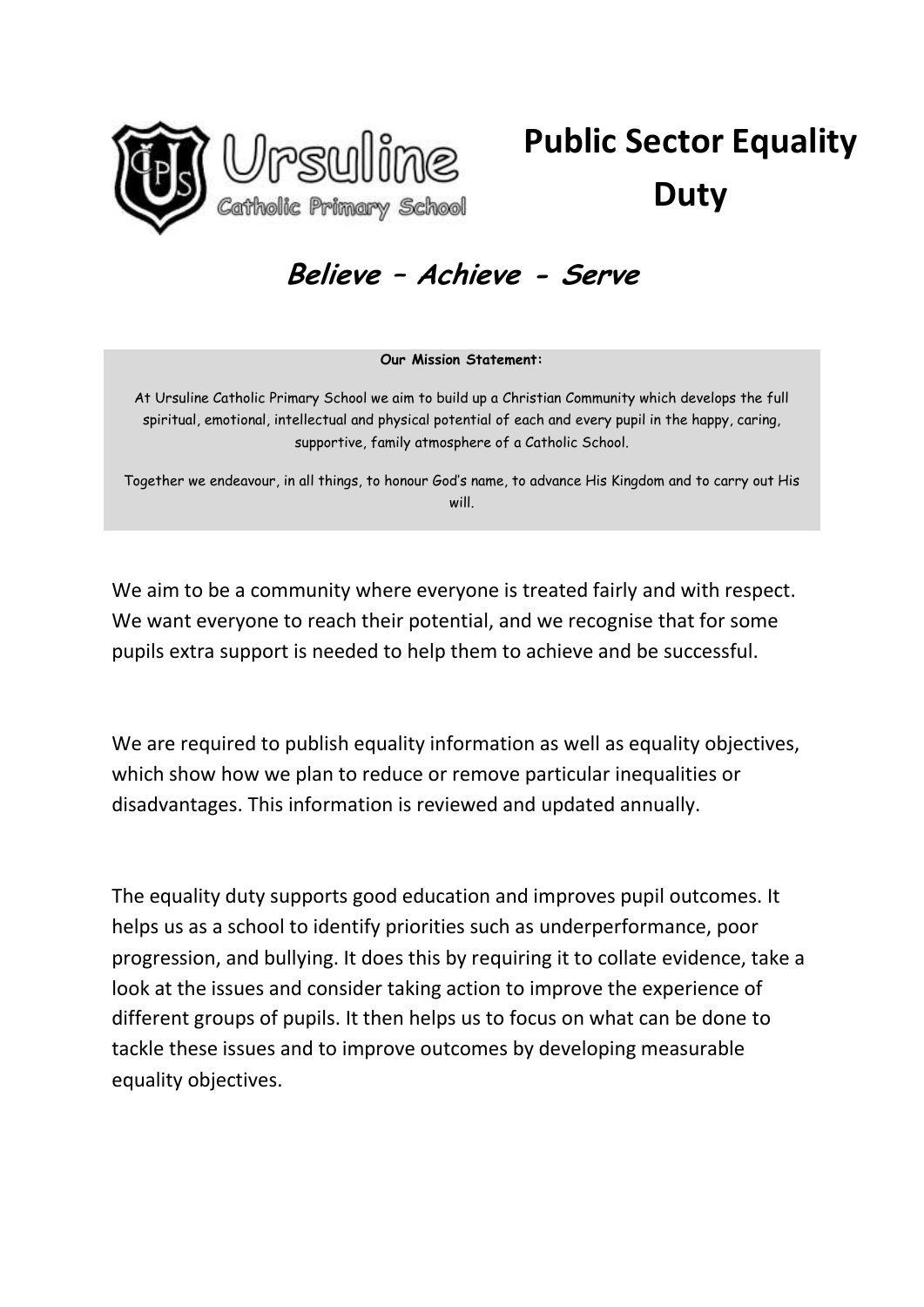# Public Sector Equality Duty

***Believe – Achieve - Serve***

**Our Mission Statement:**

At Ursuline Catholic Primary School we aim to build up a Christian Community which develops the full spiritual, emotional, intellectual and physical potential of each and every pupil in the happy, caring, supportive, family atmosphere of a Catholic School.

Together we endeavour, in all things, to honour God's name, to advance His Kingdom and to carry out His will.

We aim to be a community where everyone is treated fairly and with respect. We want everyone to reach their potential, and we recognise that for some pupils extra support is needed to help them to achieve and be successful.

We are required to publish equality information as well as equality objectives, which show how we plan to reduce or remove particular inequalities or disadvantages. This information is reviewed and updated annually.

The equality duty supports good education and improves pupil outcomes. It helps us as a school to identify priorities such as underperformance, poor progression, and bullying. It does this by requiring it to collate evidence, take a look at the issues and consider taking action to improve the experience of different groups of pupils. It then helps us to focus on what can be done to tackle these issues and to improve outcomes by developing measurable equality objectives.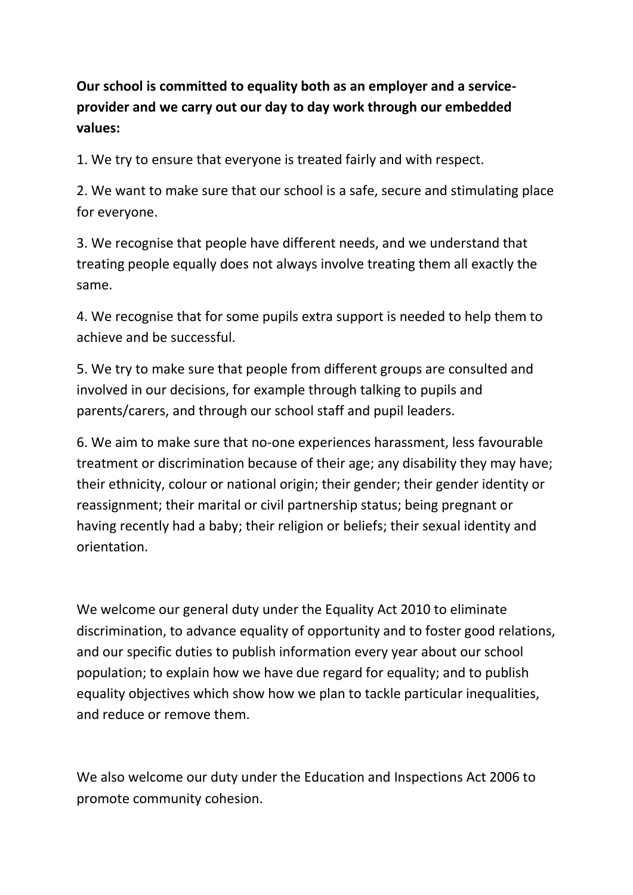**Our school is committed to equality both as an employer and a service-provider and we carry out our day to day work through our embedded values:**

1. We try to ensure that everyone is treated fairly and with respect.

2. We want to make sure that our school is a safe, secure and stimulating place for everyone.

3. We recognise that people have different needs, and we understand that treating people equally does not always involve treating them all exactly the same.

4. We recognise that for some pupils extra support is needed to help them to achieve and be successful.

5. We try to make sure that people from different groups are consulted and involved in our decisions, for example through talking to pupils and parents/carers, and through our school staff and pupil leaders.

6. We aim to make sure that no-one experiences harassment, less favourable treatment or discrimination because of their age; any disability they may have; their ethnicity, colour or national origin; their gender; their gender identity or reassignment; their marital or civil partnership status; being pregnant or having recently had a baby; their religion or beliefs; their sexual identity and orientation.

We welcome our general duty under the Equality Act 2010 to eliminate discrimination, to advance equality of opportunity and to foster good relations, and our specific duties to publish information every year about our school population; to explain how we have due regard for equality; and to publish equality objectives which show how we plan to tackle particular inequalities, and reduce or remove them.

We also welcome our duty under the Education and Inspections Act 2006 to promote community cohesion.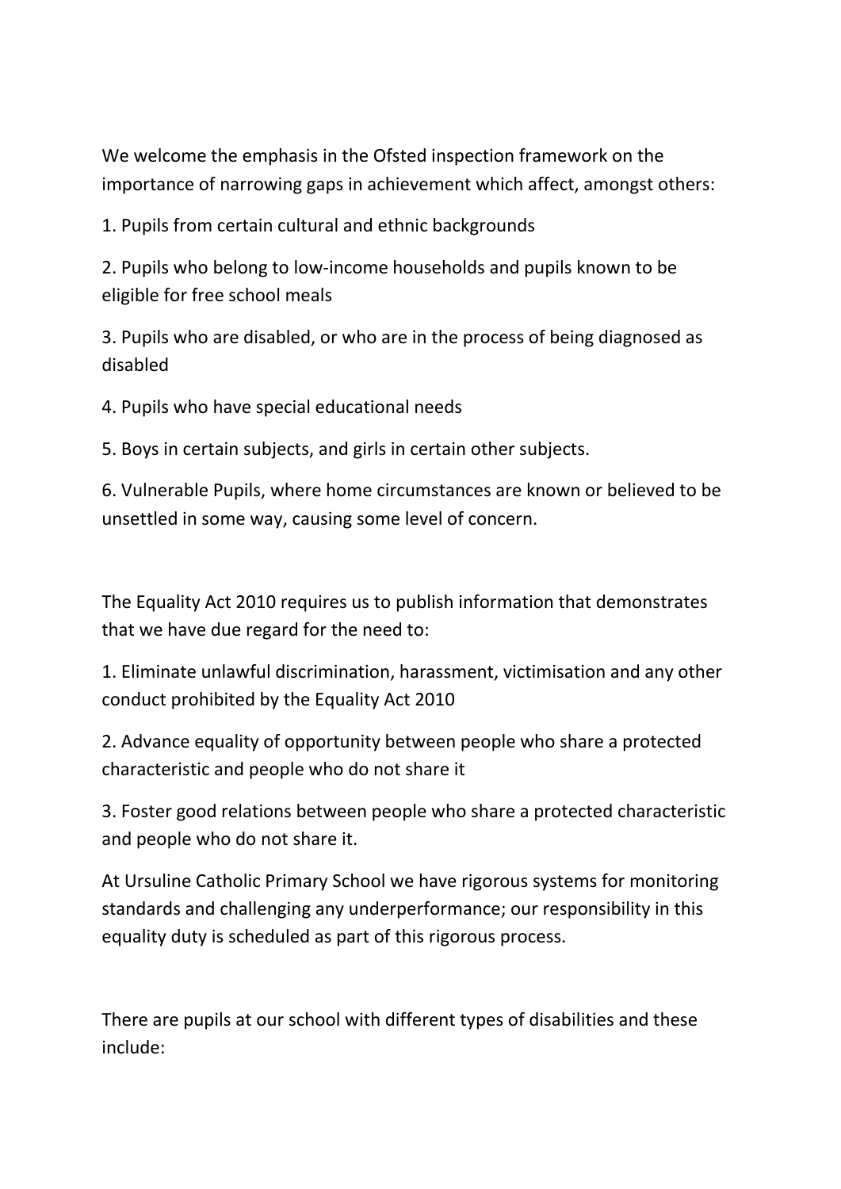We welcome the emphasis in the Ofsted inspection framework on the importance of narrowing gaps in achievement which affect, amongst others:

1. Pupils from certain cultural and ethnic backgrounds

2. Pupils who belong to low-income households and pupils known to be eligible for free school meals

3. Pupils who are disabled, or who are in the process of being diagnosed as disabled

4. Pupils who have special educational needs

5. Boys in certain subjects, and girls in certain other subjects.

6. Vulnerable Pupils, where home circumstances are known or believed to be unsettled in some way, causing some level of concern.

The Equality Act 2010 requires us to publish information that demonstrates that we have due regard for the need to:

1. Eliminate unlawful discrimination, harassment, victimisation and any other conduct prohibited by the Equality Act 2010

2. Advance equality of opportunity between people who share a protected characteristic and people who do not share it

3. Foster good relations between people who share a protected characteristic and people who do not share it.

At Ursuline Catholic Primary School we have rigorous systems for monitoring standards and challenging any underperformance; our responsibility in this equality duty is scheduled as part of this rigorous process.

There are pupils at our school with different types of disabilities and these include: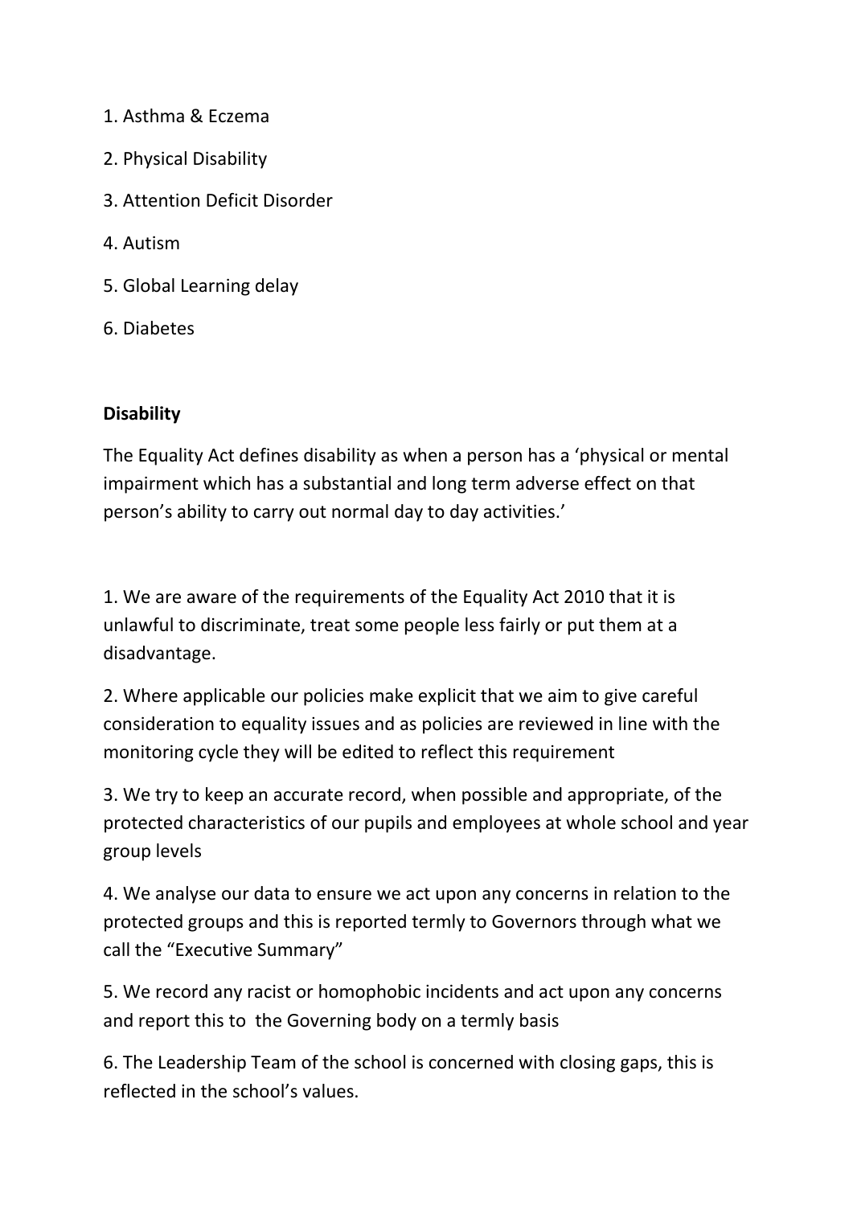1. Asthma & Eczema
2. Physical Disability
3. Attention Deficit Disorder
4. Autism
5. Global Learning delay
6. Diabetes

**Disability**

The Equality Act defines disability as when a person has a 'physical or mental impairment which has a substantial and long term adverse effect on that person's ability to carry out normal day to day activities.'

1. We are aware of the requirements of the Equality Act 2010 that it is unlawful to discriminate, treat some people less fairly or put them at a disadvantage.

2. Where applicable our policies make explicit that we aim to give careful consideration to equality issues and as policies are reviewed in line with the monitoring cycle they will be edited to reflect this requirement

3. We try to keep an accurate record, when possible and appropriate, of the protected characteristics of our pupils and employees at whole school and year group levels

4. We analyse our data to ensure we act upon any concerns in relation to the protected groups and this is reported termly to Governors through what we call the "Executive Summary"

5. We record any racist or homophobic incidents and act upon any concerns and report this to the Governing body on a termly basis

6. The Leadership Team of the school is concerned with closing gaps, this is reflected in the school's values.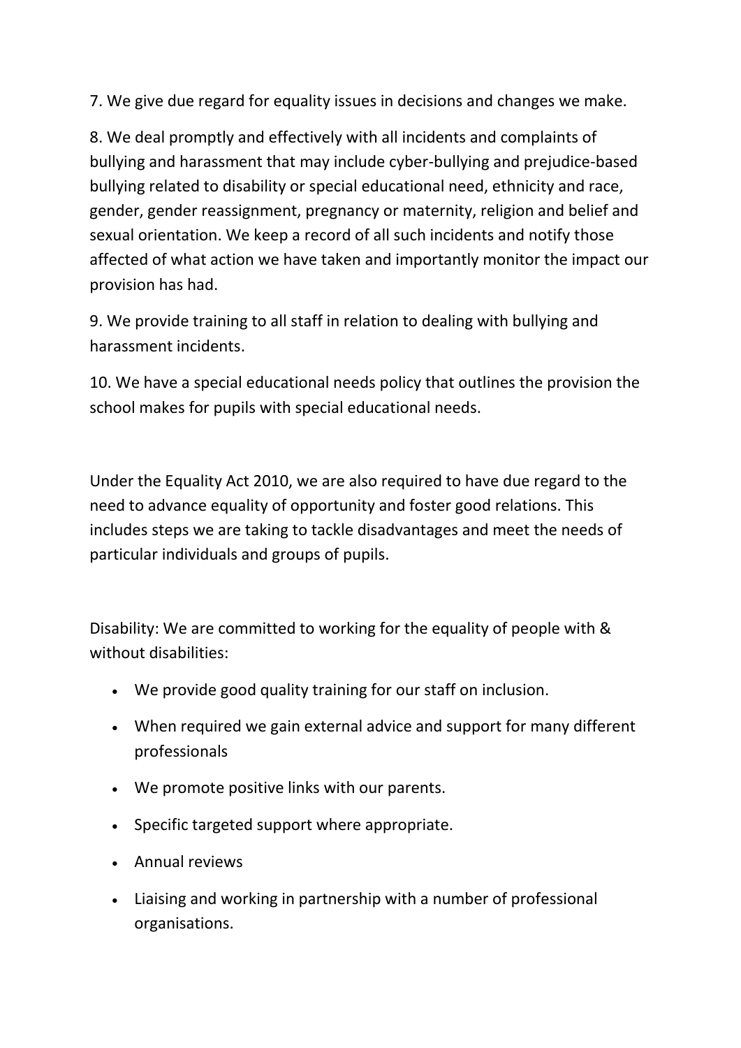7. We give due regard for equality issues in decisions and changes we make.

8. We deal promptly and effectively with all incidents and complaints of bullying and harassment that may include cyber-bullying and prejudice-based bullying related to disability or special educational need, ethnicity and race, gender, gender reassignment, pregnancy or maternity, religion and belief and sexual orientation. We keep a record of all such incidents and notify those affected of what action we have taken and importantly monitor the impact our provision has had.

9. We provide training to all staff in relation to dealing with bullying and harassment incidents.

10. We have a special educational needs policy that outlines the provision the school makes for pupils with special educational needs.

Under the Equality Act 2010, we are also required to have due regard to the need to advance equality of opportunity and foster good relations. This includes steps we are taking to tackle disadvantages and meet the needs of particular individuals and groups of pupils.

Disability: We are committed to working for the equality of people with & without disabilities:

- We provide good quality training for our staff on inclusion.
- When required we gain external advice and support for many different professionals
- We promote positive links with our parents.
- Specific targeted support where appropriate.
- Annual reviews
- Liaising and working in partnership with a number of professional organisations.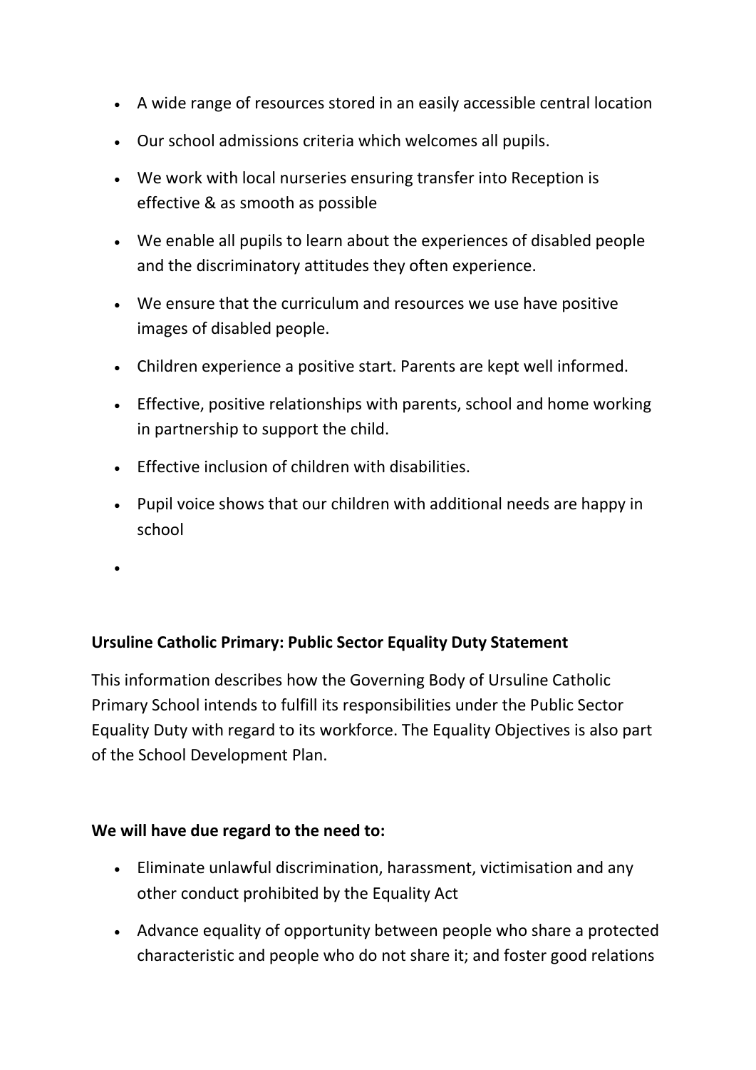- A wide range of resources stored in an easily accessible central location
- Our school admissions criteria which welcomes all pupils.
- We work with local nurseries ensuring transfer into Reception is effective & as smooth as possible
- We enable all pupils to learn about the experiences of disabled people and the discriminatory attitudes they often experience.
- We ensure that the curriculum and resources we use have positive images of disabled people.
- Children experience a positive start. Parents are kept well informed.
- Effective, positive relationships with parents, school and home working in partnership to support the child.
- Effective inclusion of children with disabilities.
- Pupil voice shows that our children with additional needs are happy in school

**Ursuline Catholic Primary: Public Sector Equality Duty Statement**

This information describes how the Governing Body of Ursuline Catholic Primary School intends to fulfill its responsibilities under the Public Sector Equality Duty with regard to its workforce. The Equality Objectives is also part of the School Development Plan.

**We will have due regard to the need to:**

- Eliminate unlawful discrimination, harassment, victimisation and any other conduct prohibited by the Equality Act
- Advance equality of opportunity between people who share a protected characteristic and people who do not share it; and foster good relations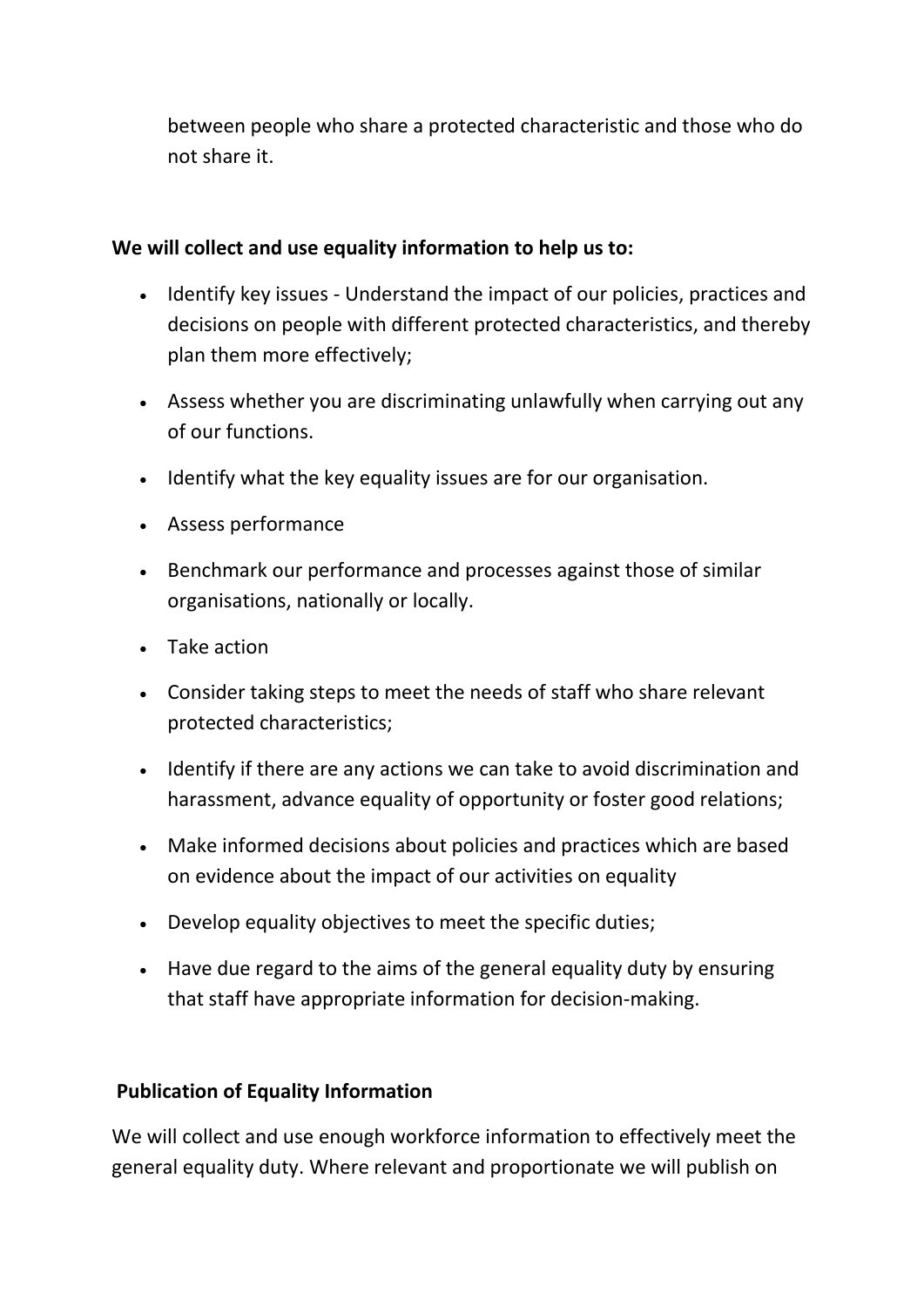between people who share a protected characteristic and those who do not share it.

**We will collect and use equality information to help us to:**

- Identify key issues - Understand the impact of our policies, practices and decisions on people with different protected characteristics, and thereby plan them more effectively;
- Assess whether you are discriminating unlawfully when carrying out any of our functions.
- Identify what the key equality issues are for our organisation.
- Assess performance
- Benchmark our performance and processes against those of similar organisations, nationally or locally.
- Take action
- Consider taking steps to meet the needs of staff who share relevant protected characteristics;
- Identify if there are any actions we can take to avoid discrimination and harassment, advance equality of opportunity or foster good relations;
- Make informed decisions about policies and practices which are based on evidence about the impact of our activities on equality
- Develop equality objectives to meet the specific duties;
- Have due regard to the aims of the general equality duty by ensuring that staff have appropriate information for decision-making.

**Publication of Equality Information**

We will collect and use enough workforce information to effectively meet the general equality duty. Where relevant and proportionate we will publish on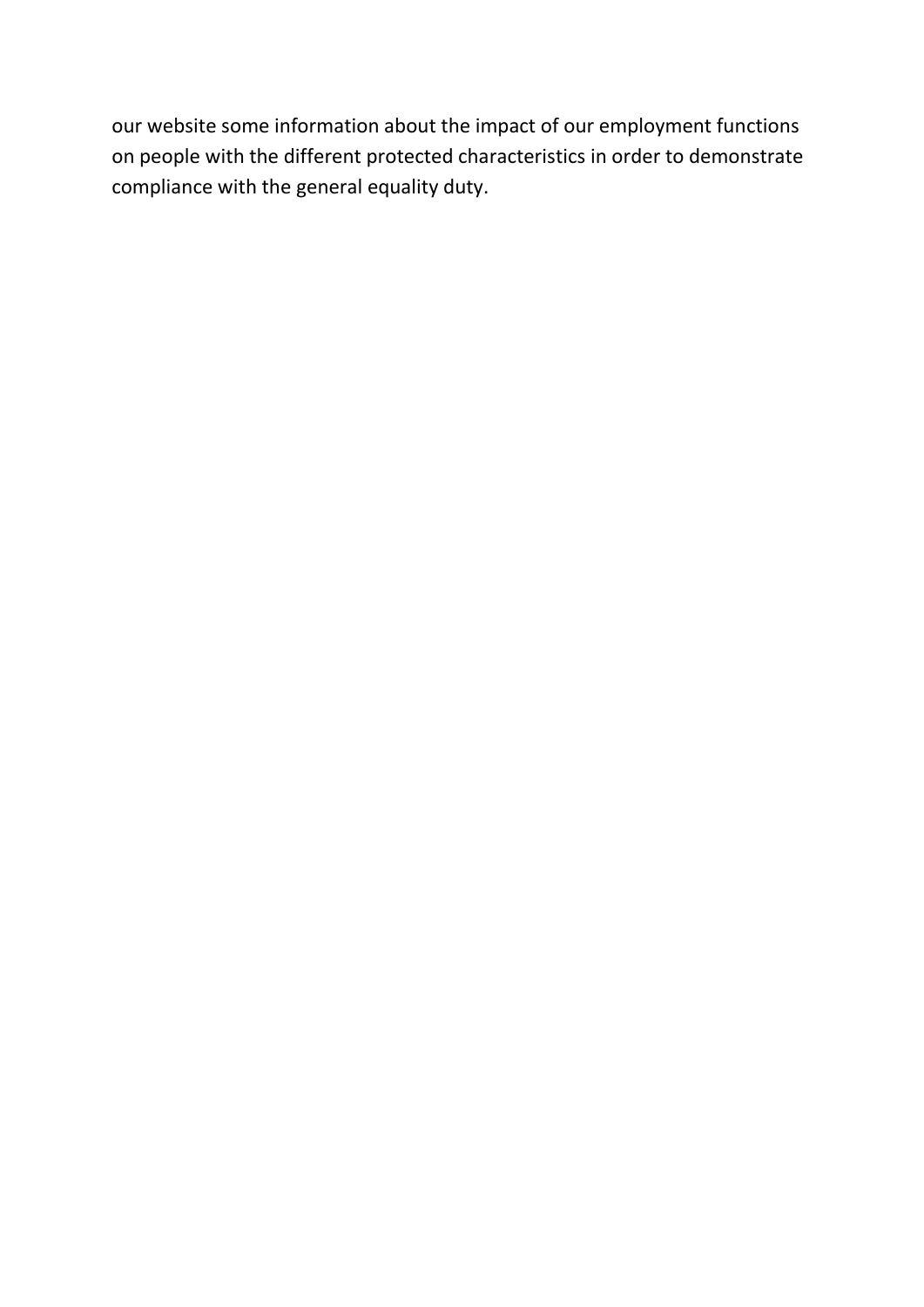our website some information about the impact of our employment functions on people with the different protected characteristics in order to demonstrate compliance with the general equality duty.